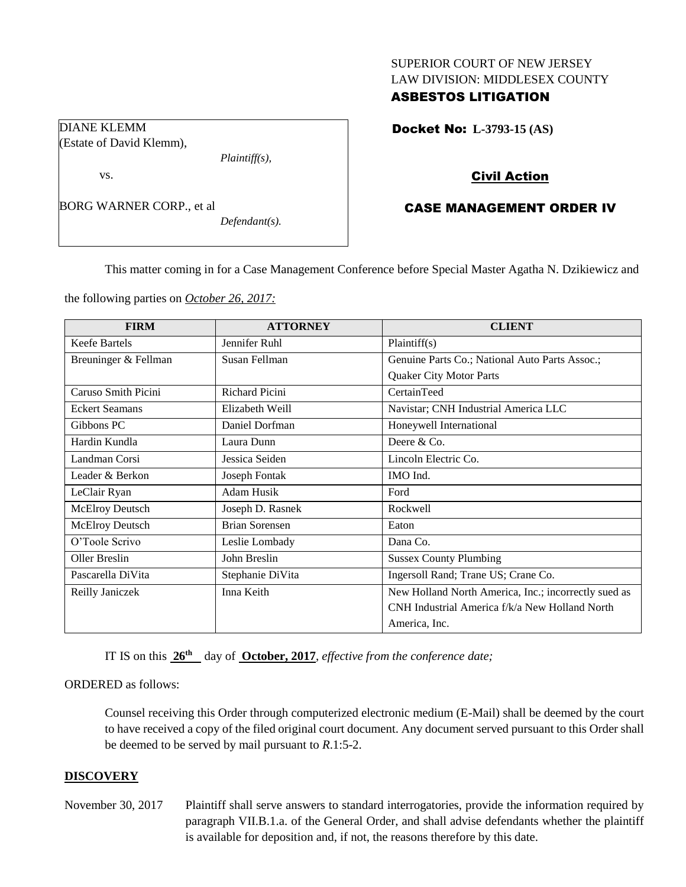SUPERIOR COURT OF NEW JERSEY
LAW DIVISION: MIDDLESEX COUNTY
**ASBESTOS LITIGATION**

DIANE KLEMM
(Estate of David Klemm),
*Plaintiff(s),*

vs.

BORG WARNER CORP., et al
*Defendant(s).*

**Docket No: L-3793-15 (AS)**

**Civil Action**

**CASE MANAGEMENT ORDER IV**

This matter coming in for a Case Management Conference before Special Master Agatha N. Dzikiewicz and the following parties on *October 26, 2017:*

| FIRM | ATTORNEY | CLIENT |
|---|---|---|
| Keefe Bartels | Jennifer Ruhl | Plaintiff(s) |
| Breuninger & Fellman | Susan Fellman | Genuine Parts Co.; National Auto Parts Assoc.; Quaker City Motor Parts |
| Caruso Smith Picini | Richard Picini | CertainTeed |
| Eckert Seamans | Elizabeth Weill | Navistar; CNH Industrial America LLC |
| Gibbons PC | Daniel Dorfman | Honeywell International |
| Hardin Kundla | Laura Dunn | Deere & Co. |
| Landman Corsi | Jessica Seiden | Lincoln Electric Co. |
| Leader & Berkon | Joseph Fontak | IMO Ind. |
| LeClair Ryan | Adam Husik | Ford |
| McElroy Deutsch | Joseph D. Rasnek | Rockwell |
| McElroy Deutsch | Brian Sorensen | Eaton |
| O'Toole Scrivo | Leslie Lombady | Dana Co. |
| Oller Breslin | John Breslin | Sussex County Plumbing |
| Pascarella DiVita | Stephanie DiVita | Ingersoll Rand; Trane US; Crane Co. |
| Reilly Janiczek | Inna Keith | New Holland North America, Inc.; incorrectly sued as CNH Industrial America f/k/a New Holland North America, Inc. |

IT IS on this **26th** day of **October, 2017**, *effective from the conference date;*

ORDERED as follows:

Counsel receiving this Order through computerized electronic medium (E-Mail) shall be deemed by the court to have received a copy of the filed original court document. Any document served pursuant to this Order shall be deemed to be served by mail pursuant to *R*.1:5-2.

## DISCOVERY

November 30, 2017 — Plaintiff shall serve answers to standard interrogatories, provide the information required by paragraph VII.B.1.a. of the General Order, and shall advise defendants whether the plaintiff is available for deposition and, if not, the reasons therefore by this date.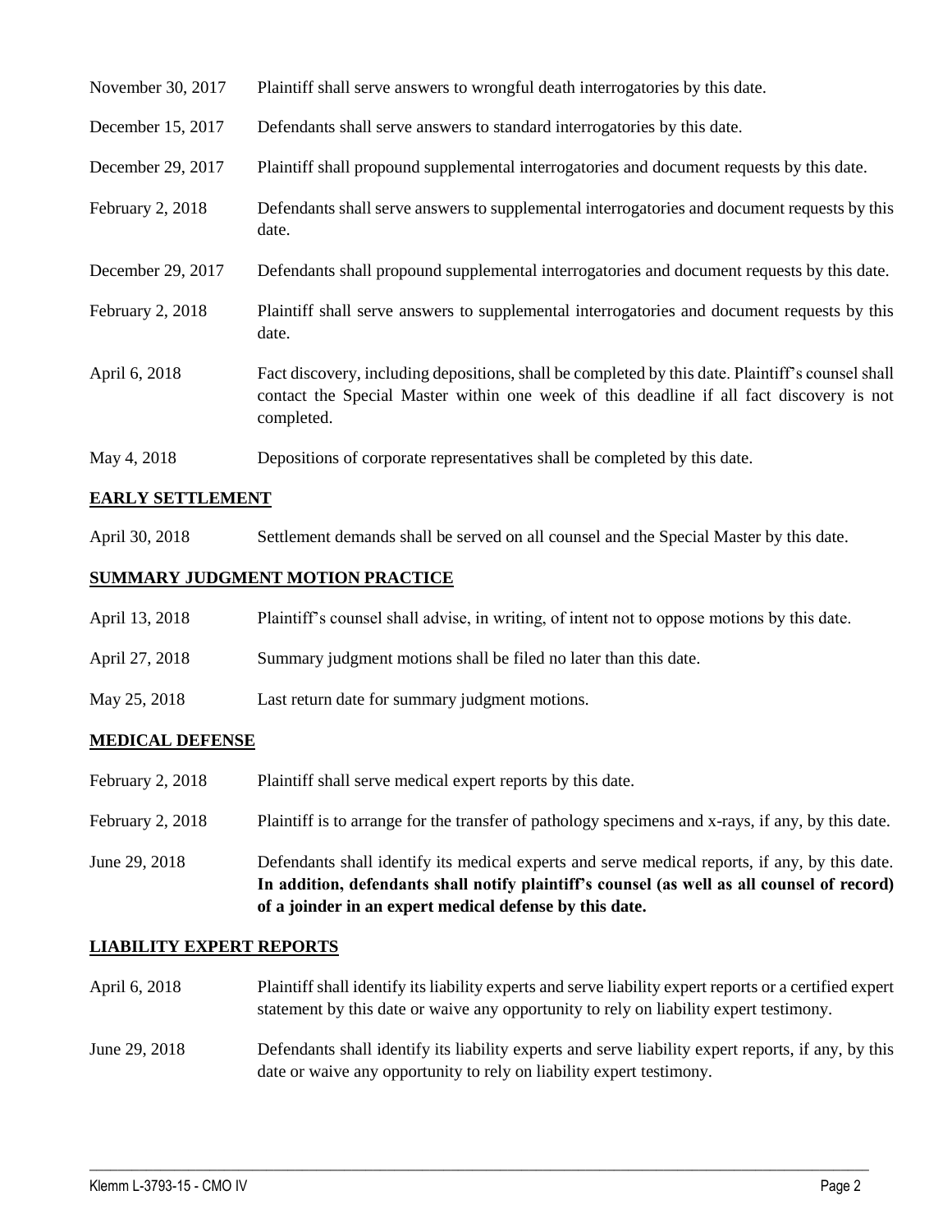| | |
|---|---|
| November 30, 2017 | Plaintiff shall serve answers to wrongful death interrogatories by this date. |
| December 15, 2017 | Defendants shall serve answers to standard interrogatories by this date. |
| December 29, 2017 | Plaintiff shall propound supplemental interrogatories and document requests by this date. |
| February 2, 2018 | Defendants shall serve answers to supplemental interrogatories and document requests by this date. |
| December 29, 2017 | Defendants shall propound supplemental interrogatories and document requests by this date. |
| February 2, 2018 | Plaintiff shall serve answers to supplemental interrogatories and document requests by this date. |
| April 6, 2018 | Fact discovery, including depositions, shall be completed by this date. Plaintiff's counsel shall contact the Special Master within one week of this deadline if all fact discovery is not completed. |
| May 4, 2018 | Depositions of corporate representatives shall be completed by this date. |

## EARLY SETTLEMENT

| | |
|---|---|
| April 30, 2018 | Settlement demands shall be served on all counsel and the Special Master by this date. |

## SUMMARY JUDGMENT MOTION PRACTICE

| | |
|---|---|
| April 13, 2018 | Plaintiff's counsel shall advise, in writing, of intent not to oppose motions by this date. |
| April 27, 2018 | Summary judgment motions shall be filed no later than this date. |
| May 25, 2018 | Last return date for summary judgment motions. |

## MEDICAL DEFENSE

| | |
|---|---|
| February 2, 2018 | Plaintiff shall serve medical expert reports by this date. |
| February 2, 2018 | Plaintiff is to arrange for the transfer of pathology specimens and x-rays, if any, by this date. |
| June 29, 2018 | Defendants shall identify its medical experts and serve medical reports, if any, by this date. **In addition, defendants shall notify plaintiff's counsel (as well as all counsel of record) of a joinder in an expert medical defense by this date.** |

## LIABILITY EXPERT REPORTS

| | |
|---|---|
| April 6, 2018 | Plaintiff shall identify its liability experts and serve liability expert reports or a certified expert statement by this date or waive any opportunity to rely on liability expert testimony. |
| June 29, 2018 | Defendants shall identify its liability experts and serve liability expert reports, if any, by this date or waive any opportunity to rely on liability expert testimony. |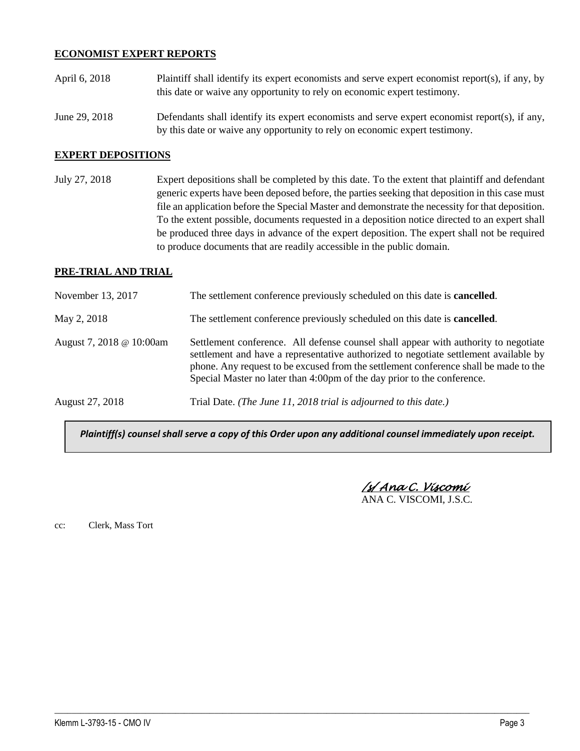## ECONOMIST EXPERT REPORTS

| | |
|---|---|
| April 6, 2018 | Plaintiff shall identify its expert economists and serve expert economist report(s), if any, by this date or waive any opportunity to rely on economic expert testimony. |
| June 29, 2018 | Defendants shall identify its expert economists and serve expert economist report(s), if any, by this date or waive any opportunity to rely on economic expert testimony. |

## EXPERT DEPOSITIONS

| | |
|---|---|
| July 27, 2018 | Expert depositions shall be completed by this date. To the extent that plaintiff and defendant generic experts have been deposed before, the parties seeking that deposition in this case must file an application before the Special Master and demonstrate the necessity for that deposition. To the extent possible, documents requested in a deposition notice directed to an expert shall be produced three days in advance of the expert deposition. The expert shall not be required to produce documents that are readily accessible in the public domain. |

## PRE-TRIAL AND TRIAL

| | |
|---|---|
| November 13, 2017 | The settlement conference previously scheduled on this date is **cancelled**. |
| May 2, 2018 | The settlement conference previously scheduled on this date is **cancelled**. |
| August 7, 2018 @ 10:00am | Settlement conference. All defense counsel shall appear with authority to negotiate settlement and have a representative authorized to negotiate settlement available by phone. Any request to be excused from the settlement conference shall be made to the Special Master no later than 4:00pm of the day prior to the conference. |
| August 27, 2018 | Trial Date. *(The June 11, 2018 trial is adjourned to this date.)* |

***Plaintiff(s) counsel shall serve a copy of this Order upon any additional counsel immediately upon receipt.***

*/s/ Ana C. Viscomi*
ANA C. VISCOMI, J.S.C.

cc: Clerk, Mass Tort